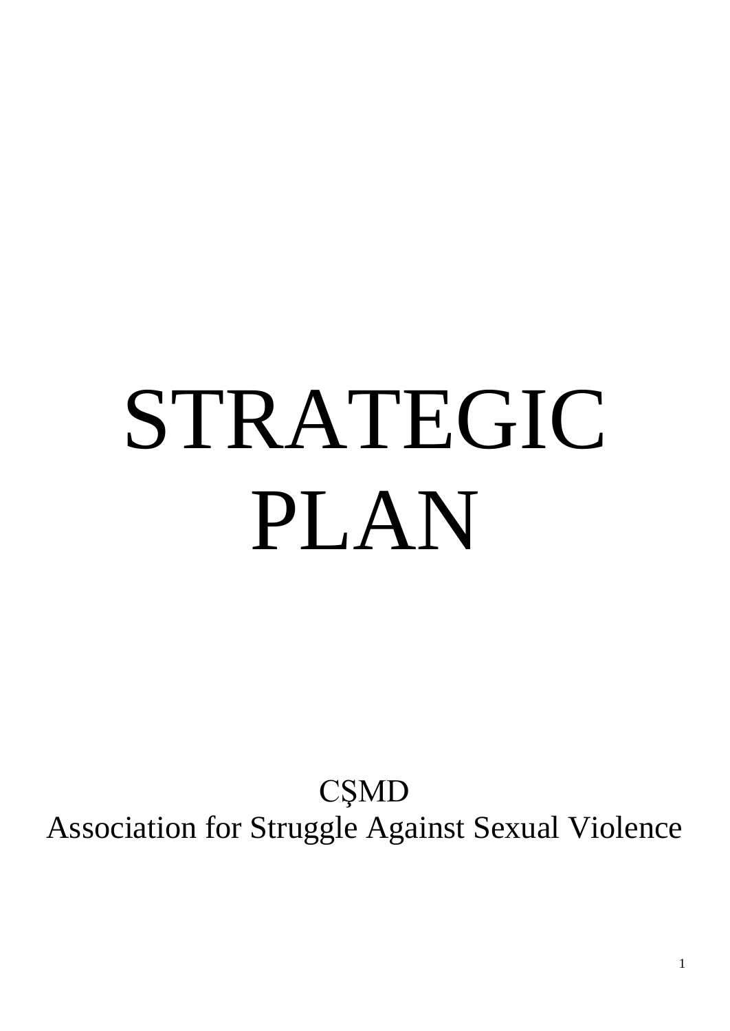# STRATEGIC PLAN

CŞMD

Association for Struggle Against Sexual Violence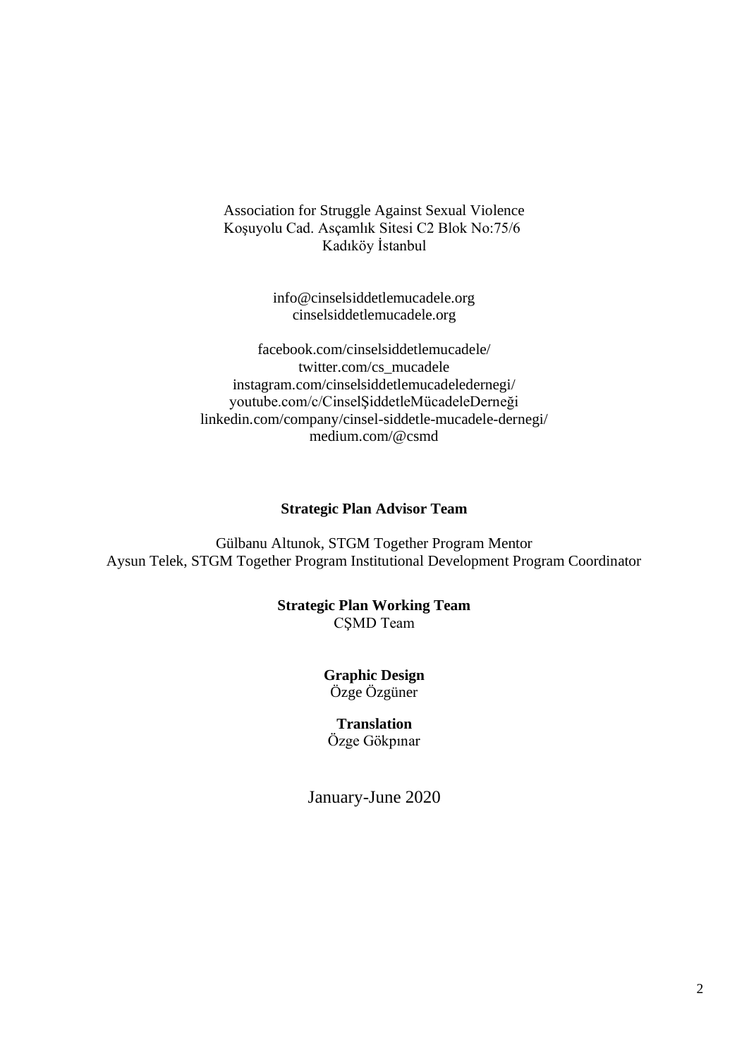Association for Struggle Against Sexual Violence
Koşuyolu Cad. Asçamlık Sitesi C2 Blok No:75/6
Kadıköy İstanbul

info@cinselsiddetlemucadele.org
cinselsiddetlemucadele.org

facebook.com/cinselsiddetlemucadele/
twitter.com/cs_mucadele
instagram.com/cinselsiddetlemucadeledernegi/
youtube.com/c/CinselŞiddetleMücadeleDerneği
linkedin.com/company/cinsel-siddetle-mucadele-dernegi/
medium.com/@csmd

**Strategic Plan Advisor Team**

Gülbanu Altunok, STGM Together Program Mentor
Aysun Telek, STGM Together Program Institutional Development Program Coordinator

**Strategic Plan Working Team**
CŞMD Team

**Graphic Design**
Özge Özgüner

**Translation**
Özge Gökpınar

January-June 2020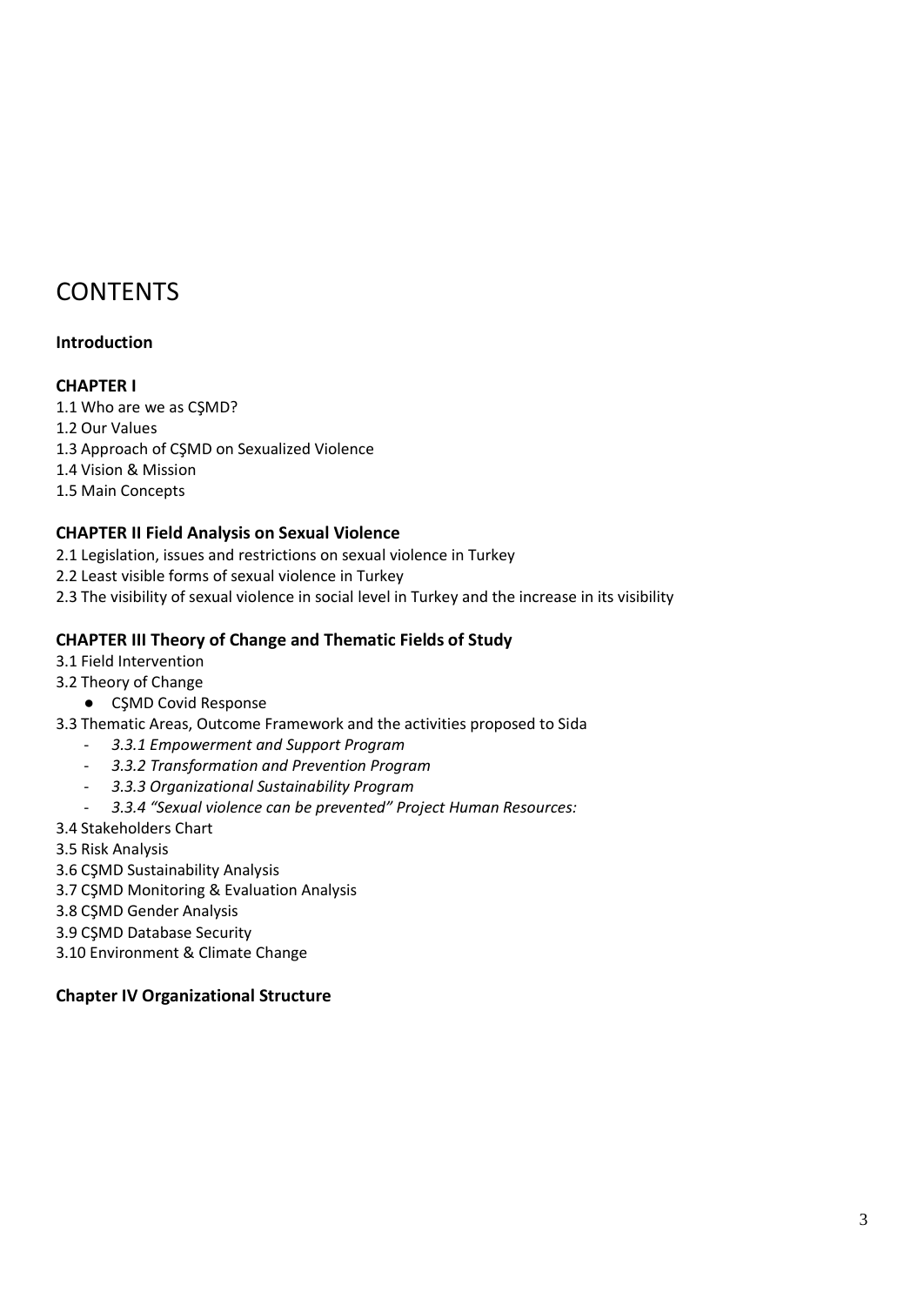# CONTENTS

**Introduction**

**CHAPTER I**

1.1 Who are we as CŞMD?
1.2 Our Values
1.3 Approach of CŞMD on Sexualized Violence
1.4 Vision & Mission
1.5 Main Concepts

**CHAPTER II Field Analysis on Sexual Violence**

2.1 Legislation, issues and restrictions on sexual violence in Turkey
2.2 Least visible forms of sexual violence in Turkey
2.3 The visibility of sexual violence in social level in Turkey and the increase in its visibility

**CHAPTER III Theory of Change and Thematic Fields of Study**

3.1 Field Intervention
3.2 Theory of Change

- CŞMD Covid Response

3.3 Thematic Areas, Outcome Framework and the activities proposed to Sida

- *3.3.1 Empowerment and Support Program*
- *3.3.2 Transformation and Prevention Program*
- *3.3.3 Organizational Sustainability Program*
- *3.3.4 "Sexual violence can be prevented" Project Human Resources:*

3.4 Stakeholders Chart
3.5 Risk Analysis
3.6 CŞMD Sustainability Analysis
3.7 CŞMD Monitoring & Evaluation Analysis
3.8 CŞMD Gender Analysis
3.9 CŞMD Database Security
3.10 Environment & Climate Change

**Chapter IV Organizational Structure**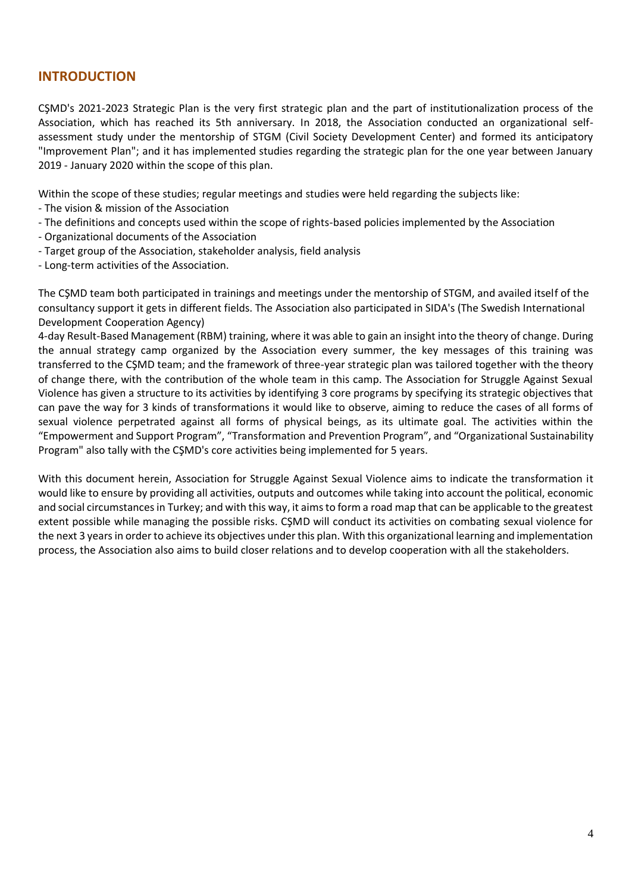## INTRODUCTION

CŞMD's 2021-2023 Strategic Plan is the very first strategic plan and the part of institutionalization process of the Association, which has reached its 5th anniversary. In 2018, the Association conducted an organizational self-assessment study under the mentorship of STGM (Civil Society Development Center) and formed its anticipatory "Improvement Plan"; and it has implemented studies regarding the strategic plan for the one year between January 2019 - January 2020 within the scope of this plan.

Within the scope of these studies; regular meetings and studies were held regarding the subjects like:

- The vision & mission of the Association
- The definitions and concepts used within the scope of rights-based policies implemented by the Association
- Organizational documents of the Association
- Target group of the Association, stakeholder analysis, field analysis
- Long-term activities of the Association.

The CŞMD team both participated in trainings and meetings under the mentorship of STGM, and availed itself of the consultancy support it gets in different fields. The Association also participated in SIDA's (The Swedish International Development Cooperation Agency)
4-day Result-Based Management (RBM) training, where it was able to gain an insight into the theory of change. During the annual strategy camp organized by the Association every summer, the key messages of this training was transferred to the CŞMD team; and the framework of three-year strategic plan was tailored together with the theory of change there, with the contribution of the whole team in this camp. The Association for Struggle Against Sexual Violence has given a structure to its activities by identifying 3 core programs by specifying its strategic objectives that can pave the way for 3 kinds of transformations it would like to observe, aiming to reduce the cases of all forms of sexual violence perpetrated against all forms of physical beings, as its ultimate goal. The activities within the "Empowerment and Support Program", "Transformation and Prevention Program", and "Organizational Sustainability Program" also tally with the CŞMD's core activities being implemented for 5 years.

With this document herein, Association for Struggle Against Sexual Violence aims to indicate the transformation it would like to ensure by providing all activities, outputs and outcomes while taking into account the political, economic and social circumstances in Turkey; and with this way, it aims to form a road map that can be applicable to the greatest extent possible while managing the possible risks. CŞMD will conduct its activities on combating sexual violence for the next 3 years in order to achieve its objectives under this plan. With this organizational learning and implementation process, the Association also aims to build closer relations and to develop cooperation with all the stakeholders.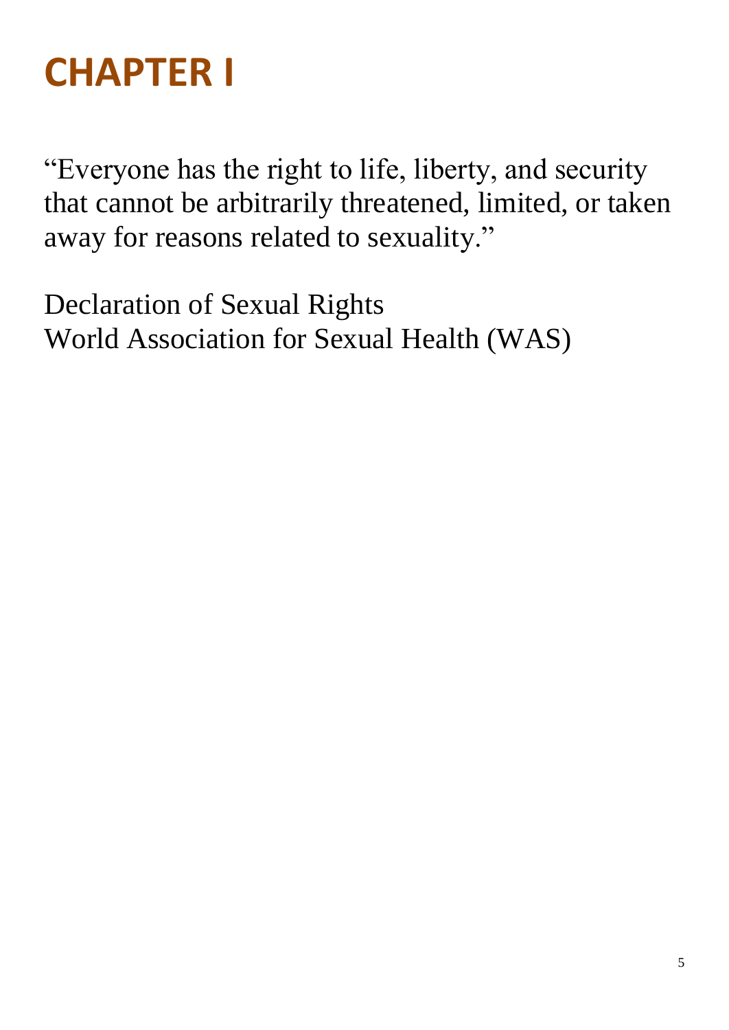# CHAPTER I

“Everyone has the right to life, liberty, and security that cannot be arbitrarily threatened, limited, or taken away for reasons related to sexuality.”

Declaration of Sexual Rights
World Association for Sexual Health (WAS)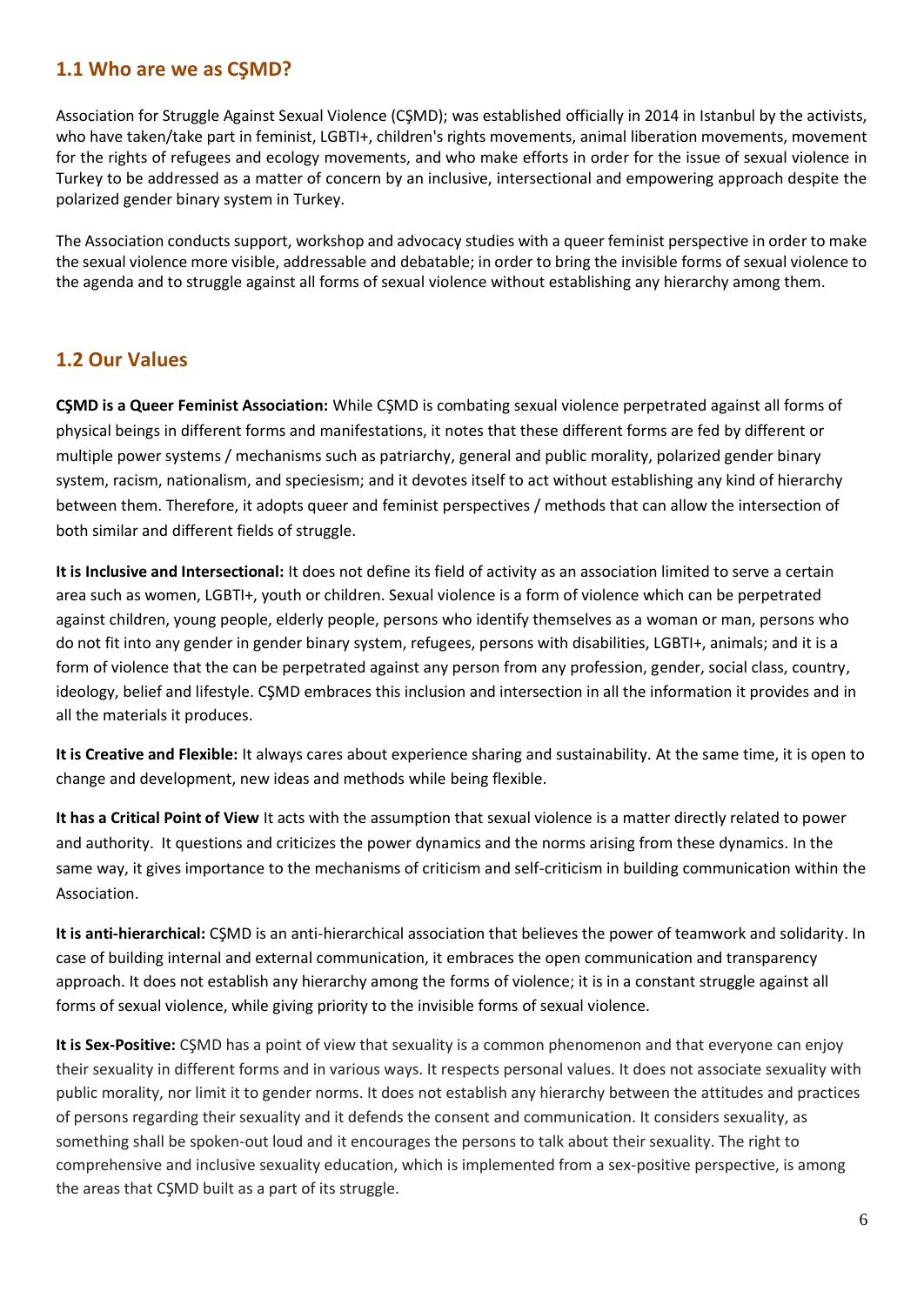## 1.1 Who are we as CŞMD?

Association for Struggle Against Sexual Violence (CŞMD); was established officially in 2014 in Istanbul by the activists, who have taken/take part in feminist, LGBTI+, children's rights movements, animal liberation movements, movement for the rights of refugees and ecology movements, and who make efforts in order for the issue of sexual violence in Turkey to be addressed as a matter of concern by an inclusive, intersectional and empowering approach despite the polarized gender binary system in Turkey.

The Association conducts support, workshop and advocacy studies with a queer feminist perspective in order to make the sexual violence more visible, addressable and debatable; in order to bring the invisible forms of sexual violence to the agenda and to struggle against all forms of sexual violence without establishing any hierarchy among them.

## 1.2 Our Values

**CŞMD is a Queer Feminist Association:** While CŞMD is combating sexual violence perpetrated against all forms of physical beings in different forms and manifestations, it notes that these different forms are fed by different or multiple power systems / mechanisms such as patriarchy, general and public morality, polarized gender binary system, racism, nationalism, and speciesism; and it devotes itself to act without establishing any kind of hierarchy between them. Therefore, it adopts queer and feminist perspectives / methods that can allow the intersection of both similar and different fields of struggle.

**It is Inclusive and Intersectional:** It does not define its field of activity as an association limited to serve a certain area such as women, LGBTI+, youth or children. Sexual violence is a form of violence which can be perpetrated against children, young people, elderly people, persons who identify themselves as a woman or man, persons who do not fit into any gender in gender binary system, refugees, persons with disabilities, LGBTI+, animals; and it is a form of violence that the can be perpetrated against any person from any profession, gender, social class, country, ideology, belief and lifestyle. CŞMD embraces this inclusion and intersection in all the information it provides and in all the materials it produces.

**It is Creative and Flexible:** It always cares about experience sharing and sustainability. At the same time, it is open to change and development, new ideas and methods while being flexible.

**It has a Critical Point of View** It acts with the assumption that sexual violence is a matter directly related to power and authority. It questions and criticizes the power dynamics and the norms arising from these dynamics. In the same way, it gives importance to the mechanisms of criticism and self-criticism in building communication within the Association.

**It is anti-hierarchical:** CŞMD is an anti-hierarchical association that believes the power of teamwork and solidarity. In case of building internal and external communication, it embraces the open communication and transparency approach. It does not establish any hierarchy among the forms of violence; it is in a constant struggle against all forms of sexual violence, while giving priority to the invisible forms of sexual violence.

**It is Sex-Positive:** CŞMD has a point of view that sexuality is a common phenomenon and that everyone can enjoy their sexuality in different forms and in various ways. It respects personal values. It does not associate sexuality with public morality, nor limit it to gender norms. It does not establish any hierarchy between the attitudes and practices of persons regarding their sexuality and it defends the consent and communication. It considers sexuality, as something shall be spoken-out loud and it encourages the persons to talk about their sexuality. The right to comprehensive and inclusive sexuality education, which is implemented from a sex-positive perspective, is among the areas that CŞMD built as a part of its struggle.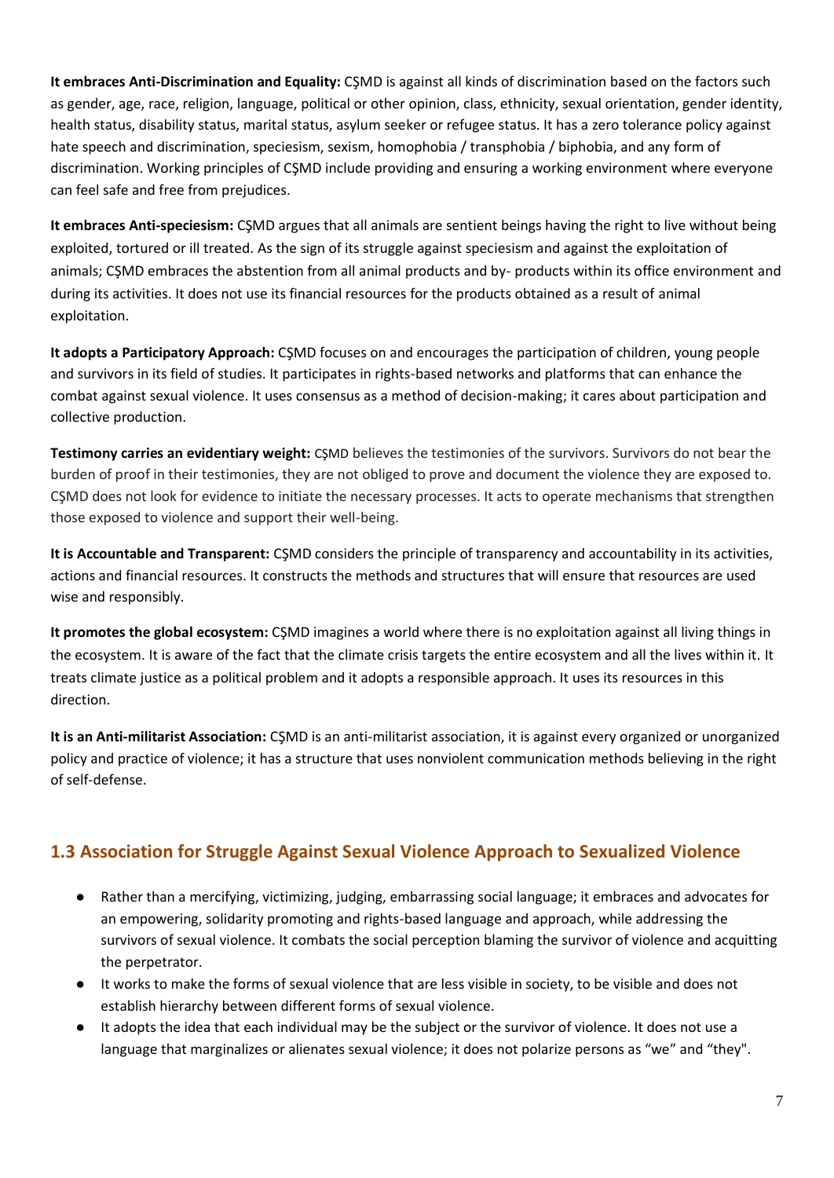**It embraces Anti-Discrimination and Equality:** CŞMD is against all kinds of discrimination based on the factors such as gender, age, race, religion, language, political or other opinion, class, ethnicity, sexual orientation, gender identity, health status, disability status, marital status, asylum seeker or refugee status. It has a zero tolerance policy against hate speech and discrimination, speciesism, sexism, homophobia / transphobia / biphobia, and any form of discrimination. Working principles of CŞMD include providing and ensuring a working environment where everyone can feel safe and free from prejudices.

**It embraces Anti-speciesism:** CŞMD argues that all animals are sentient beings having the right to live without being exploited, tortured or ill treated. As the sign of its struggle against speciesism and against the exploitation of animals; CŞMD embraces the abstention from all animal products and by- products within its office environment and during its activities. It does not use its financial resources for the products obtained as a result of animal exploitation.

**It adopts a Participatory Approach:** CŞMD focuses on and encourages the participation of children, young people and survivors in its field of studies. It participates in rights-based networks and platforms that can enhance the combat against sexual violence. It uses consensus as a method of decision-making; it cares about participation and collective production.

**Testimony carries an evidentiary weight:** CŞMD believes the testimonies of the survivors. Survivors do not bear the burden of proof in their testimonies, they are not obliged to prove and document the violence they are exposed to. CŞMD does not look for evidence to initiate the necessary processes. It acts to operate mechanisms that strengthen those exposed to violence and support their well-being.

**It is Accountable and Transparent:** CŞMD considers the principle of transparency and accountability in its activities, actions and financial resources. It constructs the methods and structures that will ensure that resources are used wise and responsibly.

**It promotes the global ecosystem:** CŞMD imagines a world where there is no exploitation against all living things in the ecosystem. It is aware of the fact that the climate crisis targets the entire ecosystem and all the lives within it. It treats climate justice as a political problem and it adopts a responsible approach. It uses its resources in this direction.

**It is an Anti-militarist Association:** CŞMD is an anti-militarist association, it is against every organized or unorganized policy and practice of violence; it has a structure that uses nonviolent communication methods believing in the right of self-defense.

## 1.3 Association for Struggle Against Sexual Violence Approach to Sexualized Violence

- Rather than a mercifying, victimizing, judging, embarrassing social language; it embraces and advocates for an empowering, solidarity promoting and rights-based language and approach, while addressing the survivors of sexual violence. It combats the social perception blaming the survivor of violence and acquitting the perpetrator.
- It works to make the forms of sexual violence that are less visible in society, to be visible and does not establish hierarchy between different forms of sexual violence.
- It adopts the idea that each individual may be the subject or the survivor of violence. It does not use a language that marginalizes or alienates sexual violence; it does not polarize persons as "we" and "they".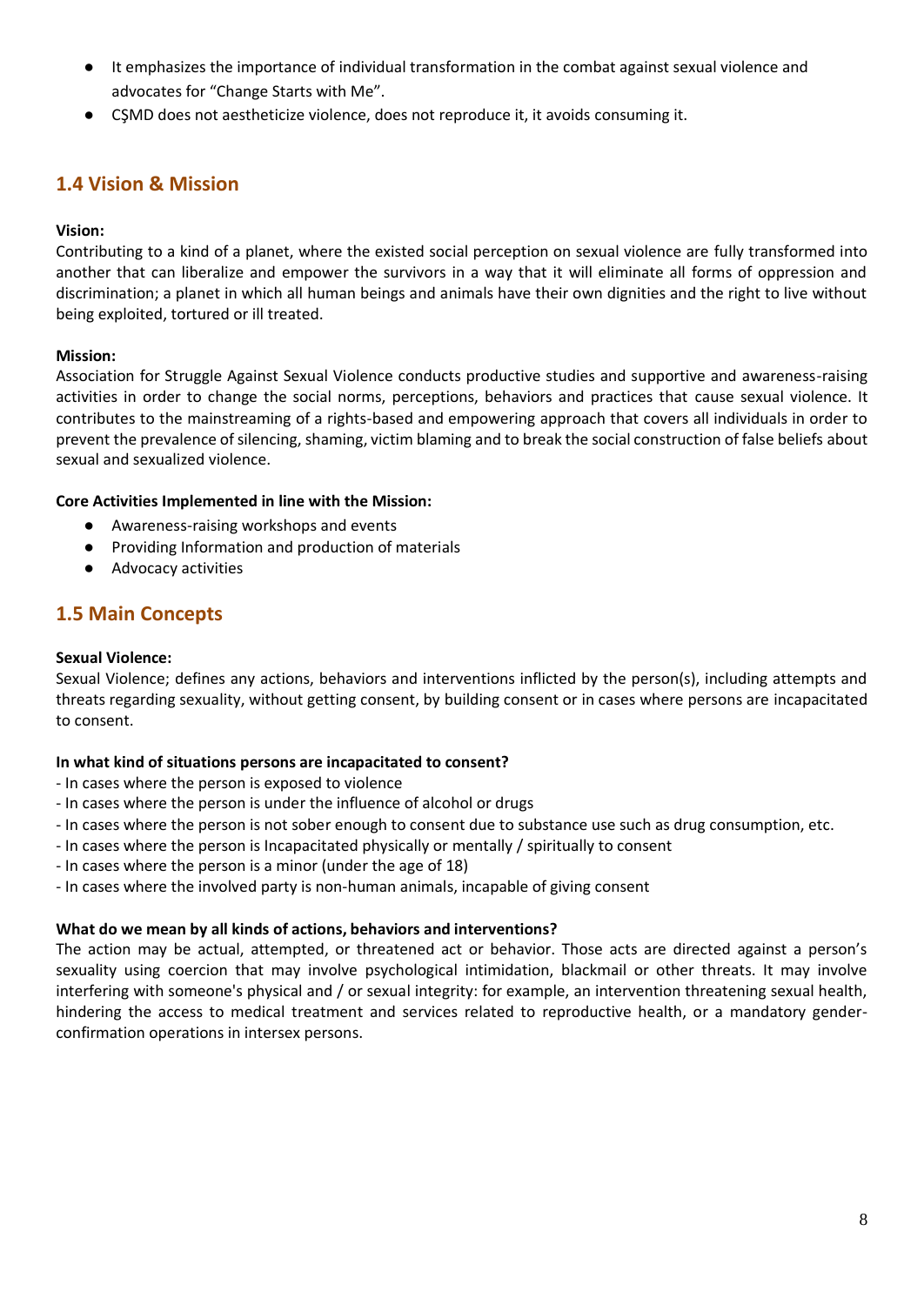- It emphasizes the importance of individual transformation in the combat against sexual violence and advocates for “Change Starts with Me”.
- CŞMD does not aestheticize violence, does not reproduce it, it avoids consuming it.

## 1.4 Vision & Mission

**Vision:**

Contributing to a kind of a planet, where the existed social perception on sexual violence are fully transformed into another that can liberalize and empower the survivors in a way that it will eliminate all forms of oppression and discrimination; a planet in which all human beings and animals have their own dignities and the right to live without being exploited, tortured or ill treated.

**Mission:**

Association for Struggle Against Sexual Violence conducts productive studies and supportive and awareness-raising activities in order to change the social norms, perceptions, behaviors and practices that cause sexual violence. It contributes to the mainstreaming of a rights-based and empowering approach that covers all individuals in order to prevent the prevalence of silencing, shaming, victim blaming and to break the social construction of false beliefs about sexual and sexualized violence.

**Core Activities Implemented in line with the Mission:**

- Awareness-raising workshops and events
- Providing Information and production of materials
- Advocacy activities

## 1.5 Main Concepts

**Sexual Violence:**

Sexual Violence; defines any actions, behaviors and interventions inflicted by the person(s), including attempts and threats regarding sexuality, without getting consent, by building consent or in cases where persons are incapacitated to consent.

**In what kind of situations persons are incapacitated to consent?**

- In cases where the person is exposed to violence
- In cases where the person is under the influence of alcohol or drugs
- In cases where the person is not sober enough to consent due to substance use such as drug consumption, etc.
- In cases where the person is Incapacitated physically or mentally / spiritually to consent
- In cases where the person is a minor (under the age of 18)
- In cases where the involved party is non-human animals, incapable of giving consent

**What do we mean by all kinds of actions, behaviors and interventions?**

The action may be actual, attempted, or threatened act or behavior. Those acts are directed against a person’s sexuality using coercion that may involve psychological intimidation, blackmail or other threats. It may involve interfering with someone's physical and / or sexual integrity: for example, an intervention threatening sexual health, hindering the access to medical treatment and services related to reproductive health, or a mandatory gender-confirmation operations in intersex persons.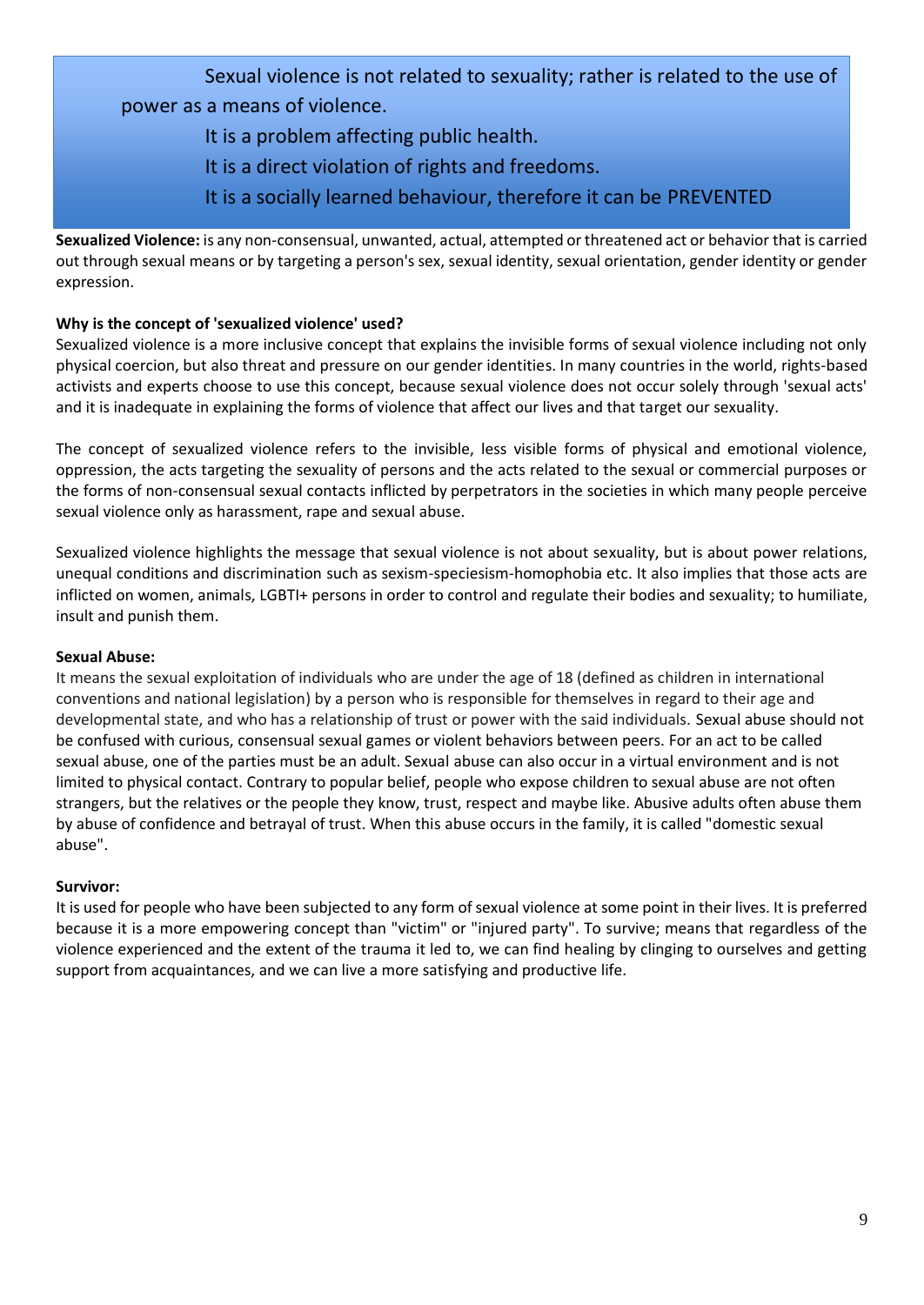> Sexual violence is not related to sexuality; rather is related to the use of power as a means of violence.
>
> It is a problem affecting public health.
>
> It is a direct violation of rights and freedoms.
>
> It is a socially learned behaviour, therefore it can be PREVENTED

**Sexualized Violence:** is any non-consensual, unwanted, actual, attempted or threatened act or behavior that is carried out through sexual means or by targeting a person's sex, sexual identity, sexual orientation, gender identity or gender expression.

**Why is the concept of 'sexualized violence' used?**

Sexualized violence is a more inclusive concept that explains the invisible forms of sexual violence including not only physical coercion, but also threat and pressure on our gender identities. In many countries in the world, rights-based activists and experts choose to use this concept, because sexual violence does not occur solely through 'sexual acts' and it is inadequate in explaining the forms of violence that affect our lives and that target our sexuality.

The concept of sexualized violence refers to the invisible, less visible forms of physical and emotional violence, oppression, the acts targeting the sexuality of persons and the acts related to the sexual or commercial purposes or the forms of non-consensual sexual contacts inflicted by perpetrators in the societies in which many people perceive sexual violence only as harassment, rape and sexual abuse.

Sexualized violence highlights the message that sexual violence is not about sexuality, but is about power relations, unequal conditions and discrimination such as sexism-speciesism-homophobia etc. It also implies that those acts are inflicted on women, animals, LGBTI+ persons in order to control and regulate their bodies and sexuality; to humiliate, insult and punish them.

**Sexual Abuse:**

It means the sexual exploitation of individuals who are under the age of 18 (defined as children in international conventions and national legislation) by a person who is responsible for themselves in regard to their age and developmental state, and who has a relationship of trust or power with the said individuals. Sexual abuse should not be confused with curious, consensual sexual games or violent behaviors between peers. For an act to be called sexual abuse, one of the parties must be an adult. Sexual abuse can also occur in a virtual environment and is not limited to physical contact. Contrary to popular belief, people who expose children to sexual abuse are not often strangers, but the relatives or the people they know, trust, respect and maybe like. Abusive adults often abuse them by abuse of confidence and betrayal of trust. When this abuse occurs in the family, it is called "domestic sexual abuse".

**Survivor:**

It is used for people who have been subjected to any form of sexual violence at some point in their lives. It is preferred because it is a more empowering concept than "victim" or "injured party". To survive; means that regardless of the violence experienced and the extent of the trauma it led to, we can find healing by clinging to ourselves and getting support from acquaintances, and we can live a more satisfying and productive life.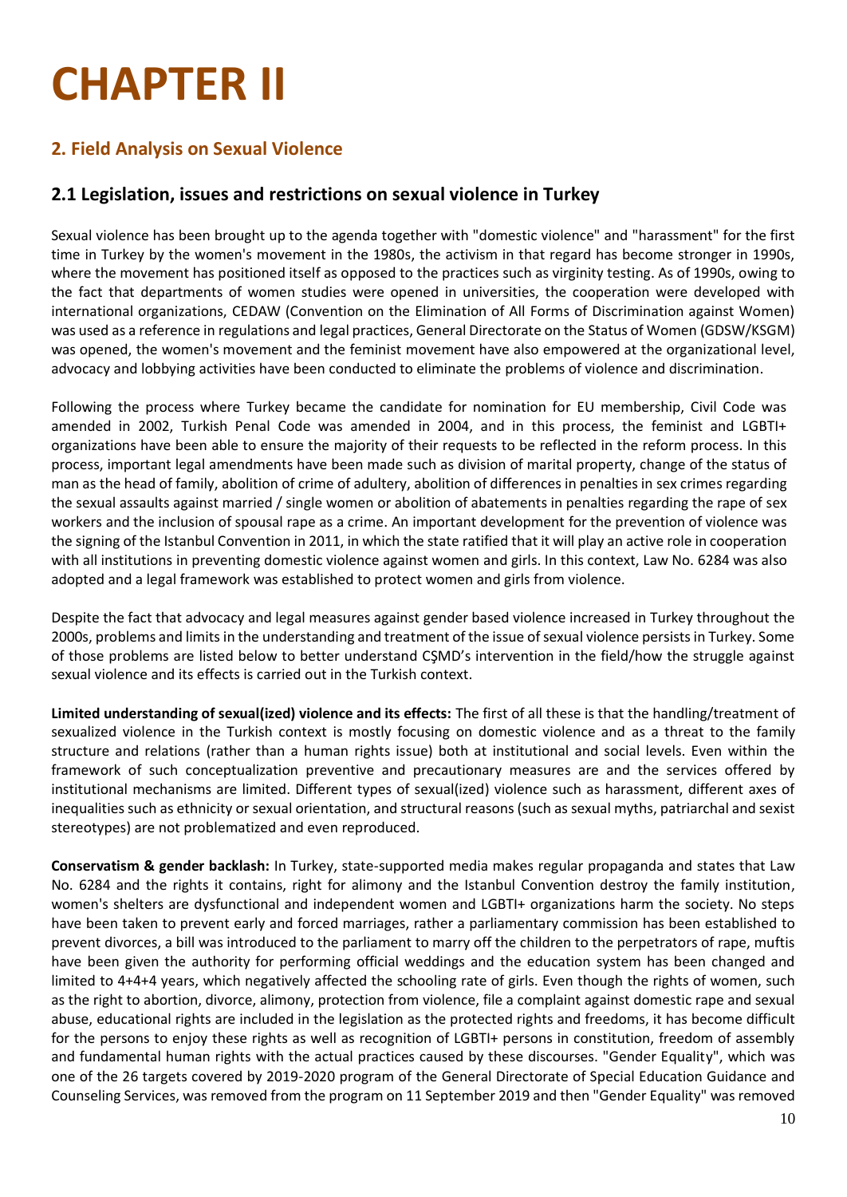# CHAPTER II

## 2. Field Analysis on Sexual Violence

### 2.1 Legislation, issues and restrictions on sexual violence in Turkey

Sexual violence has been brought up to the agenda together with "domestic violence" and "harassment" for the first time in Turkey by the women's movement in the 1980s, the activism in that regard has become stronger in 1990s, where the movement has positioned itself as opposed to the practices such as virginity testing. As of 1990s, owing to the fact that departments of women studies were opened in universities, the cooperation were developed with international organizations, CEDAW (Convention on the Elimination of All Forms of Discrimination against Women) was used as a reference in regulations and legal practices, General Directorate on the Status of Women (GDSW/KSGM) was opened, the women's movement and the feminist movement have also empowered at the organizational level, advocacy and lobbying activities have been conducted to eliminate the problems of violence and discrimination.

Following the process where Turkey became the candidate for nomination for EU membership, Civil Code was amended in 2002, Turkish Penal Code was amended in 2004, and in this process, the feminist and LGBTI+ organizations have been able to ensure the majority of their requests to be reflected in the reform process. In this process, important legal amendments have been made such as division of marital property, change of the status of man as the head of family, abolition of crime of adultery, abolition of differences in penalties in sex crimes regarding the sexual assaults against married / single women or abolition of abatements in penalties regarding the rape of sex workers and the inclusion of spousal rape as a crime. An important development for the prevention of violence was the signing of the Istanbul Convention in 2011, in which the state ratified that it will play an active role in cooperation with all institutions in preventing domestic violence against women and girls. In this context, Law No. 6284 was also adopted and a legal framework was established to protect women and girls from violence.

Despite the fact that advocacy and legal measures against gender based violence increased in Turkey throughout the 2000s, problems and limits in the understanding and treatment of the issue of sexual violence persists in Turkey. Some of those problems are listed below to better understand CŞMD's intervention in the field/how the struggle against sexual violence and its effects is carried out in the Turkish context.

**Limited understanding of sexual(ized) violence and its effects:** The first of all these is that the handling/treatment of sexualized violence in the Turkish context is mostly focusing on domestic violence and as a threat to the family structure and relations (rather than a human rights issue) both at institutional and social levels. Even within the framework of such conceptualization preventive and precautionary measures are and the services offered by institutional mechanisms are limited. Different types of sexual(ized) violence such as harassment, different axes of inequalities such as ethnicity or sexual orientation, and structural reasons (such as sexual myths, patriarchal and sexist stereotypes) are not problematized and even reproduced.

**Conservatism & gender backlash:** In Turkey, state-supported media makes regular propaganda and states that Law No. 6284 and the rights it contains, right for alimony and the Istanbul Convention destroy the family institution, women's shelters are dysfunctional and independent women and LGBTI+ organizations harm the society. No steps have been taken to prevent early and forced marriages, rather a parliamentary commission has been established to prevent divorces, a bill was introduced to the parliament to marry off the children to the perpetrators of rape, muftis have been given the authority for performing official weddings and the education system has been changed and limited to 4+4+4 years, which negatively affected the schooling rate of girls. Even though the rights of women, such as the right to abortion, divorce, alimony, protection from violence, file a complaint against domestic rape and sexual abuse, educational rights are included in the legislation as the protected rights and freedoms, it has become difficult for the persons to enjoy these rights as well as recognition of LGBTI+ persons in constitution, freedom of assembly and fundamental human rights with the actual practices caused by these discourses. "Gender Equality", which was one of the 26 targets covered by 2019-2020 program of the General Directorate of Special Education Guidance and Counseling Services, was removed from the program on 11 September 2019 and then "Gender Equality" was removed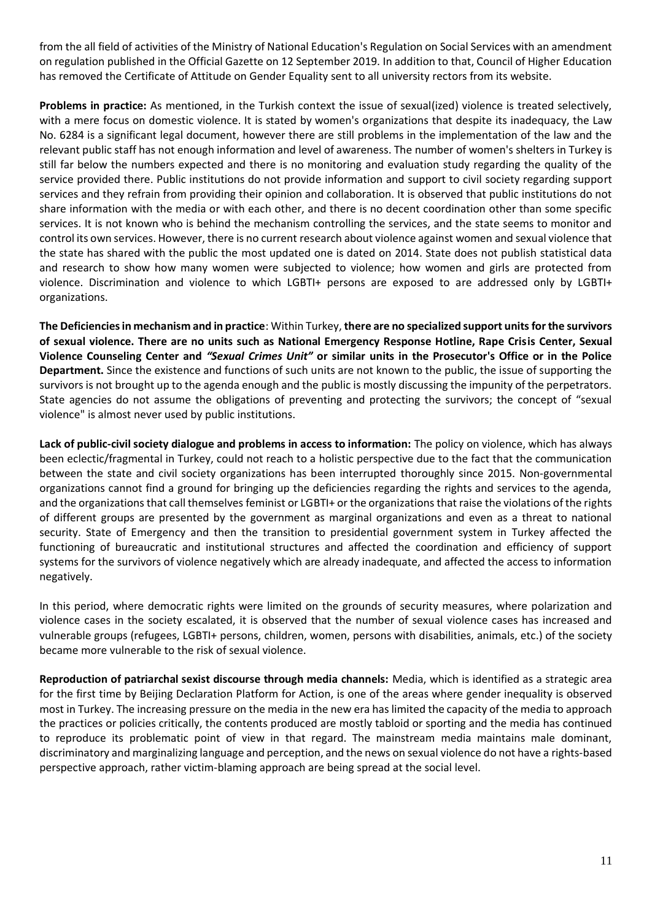from the all field of activities of the Ministry of National Education's Regulation on Social Services with an amendment on regulation published in the Official Gazette on 12 September 2019. In addition to that, Council of Higher Education has removed the Certificate of Attitude on Gender Equality sent to all university rectors from its website.

**Problems in practice:** As mentioned, in the Turkish context the issue of sexual(ized) violence is treated selectively, with a mere focus on domestic violence. It is stated by women's organizations that despite its inadequacy, the Law No. 6284 is a significant legal document, however there are still problems in the implementation of the law and the relevant public staff has not enough information and level of awareness. The number of women's shelters in Turkey is still far below the numbers expected and there is no monitoring and evaluation study regarding the quality of the service provided there. Public institutions do not provide information and support to civil society regarding support services and they refrain from providing their opinion and collaboration. It is observed that public institutions do not share information with the media or with each other, and there is no decent coordination other than some specific services. It is not known who is behind the mechanism controlling the services, and the state seems to monitor and control its own services. However, there is no current research about violence against women and sexual violence that the state has shared with the public the most updated one is dated on 2014. State does not publish statistical data and research to show how many women were subjected to violence; how women and girls are protected from violence. Discrimination and violence to which LGBTI+ persons are exposed to are addressed only by LGBTI+ organizations.

**The Deficiencies in mechanism and in practice**: Within Turkey, **there are no specialized support units for the survivors of sexual violence. There are no units such as National Emergency Response Hotline, Rape Crisis Center, Sexual Violence Counseling Center and *"Sexual Crimes Unit"* or similar units in the Prosecutor's Office or in the Police Department.** Since the existence and functions of such units are not known to the public, the issue of supporting the survivors is not brought up to the agenda enough and the public is mostly discussing the impunity of the perpetrators. State agencies do not assume the obligations of preventing and protecting the survivors; the concept of "sexual violence" is almost never used by public institutions.

**Lack of public-civil society dialogue and problems in access to information:** The policy on violence, which has always been eclectic/fragmental in Turkey, could not reach to a holistic perspective due to the fact that the communication between the state and civil society organizations has been interrupted thoroughly since 2015. Non-governmental organizations cannot find a ground for bringing up the deficiencies regarding the rights and services to the agenda, and the organizations that call themselves feminist or LGBTI+ or the organizations that raise the violations of the rights of different groups are presented by the government as marginal organizations and even as a threat to national security. State of Emergency and then the transition to presidential government system in Turkey affected the functioning of bureaucratic and institutional structures and affected the coordination and efficiency of support systems for the survivors of violence negatively which are already inadequate, and affected the access to information negatively.

In this period, where democratic rights were limited on the grounds of security measures, where polarization and violence cases in the society escalated, it is observed that the number of sexual violence cases has increased and vulnerable groups (refugees, LGBTI+ persons, children, women, persons with disabilities, animals, etc.) of the society became more vulnerable to the risk of sexual violence.

**Reproduction of patriarchal sexist discourse through media channels:** Media, which is identified as a strategic area for the first time by Beijing Declaration Platform for Action, is one of the areas where gender inequality is observed most in Turkey. The increasing pressure on the media in the new era has limited the capacity of the media to approach the practices or policies critically, the contents produced are mostly tabloid or sporting and the media has continued to reproduce its problematic point of view in that regard. The mainstream media maintains male dominant, discriminatory and marginalizing language and perception, and the news on sexual violence do not have a rights-based perspective approach, rather victim-blaming approach are being spread at the social level.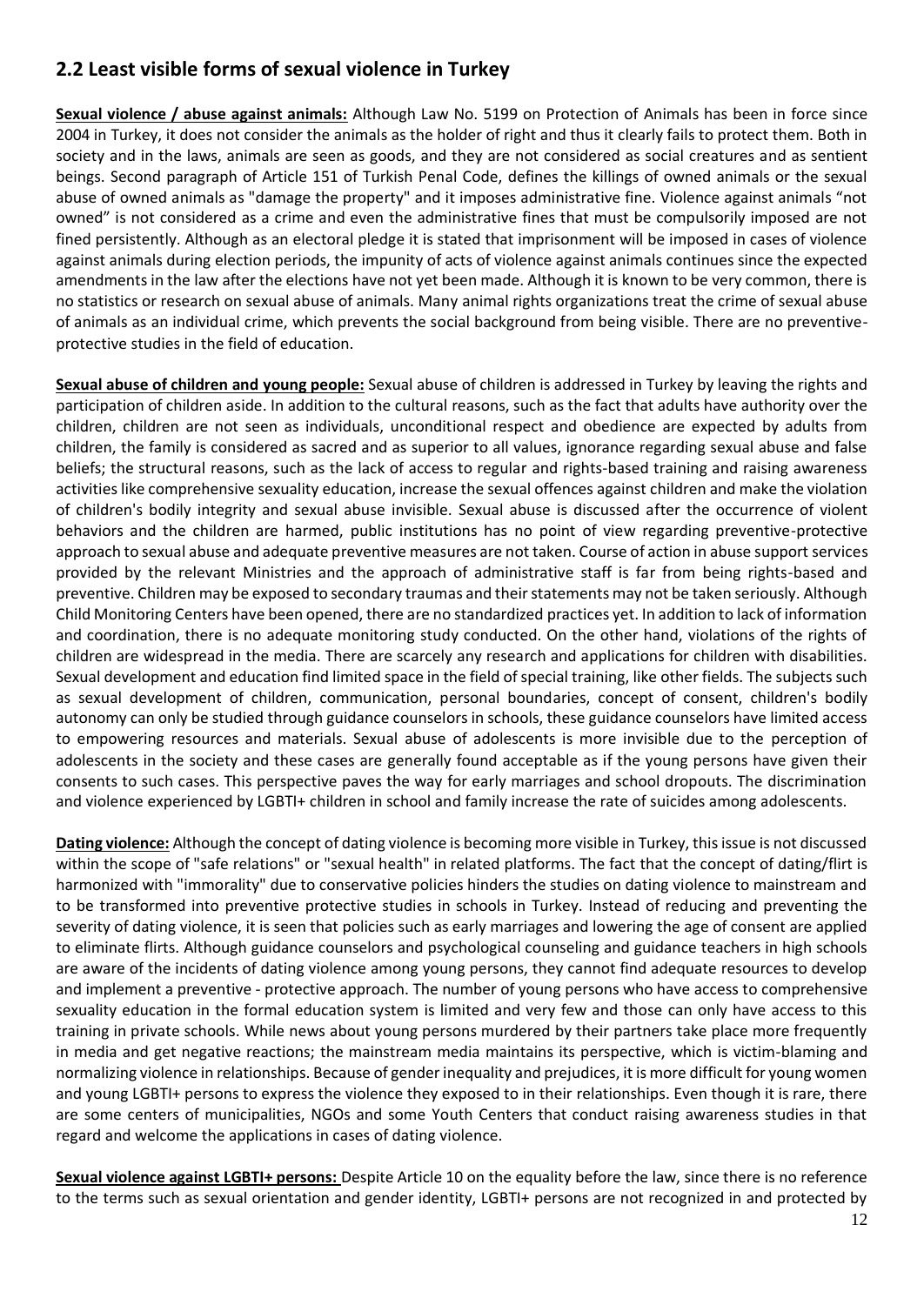## 2.2 Least visible forms of sexual violence in Turkey

**Sexual violence / abuse against animals:** Although Law No. 5199 on Protection of Animals has been in force since 2004 in Turkey, it does not consider the animals as the holder of right and thus it clearly fails to protect them. Both in society and in the laws, animals are seen as goods, and they are not considered as social creatures and as sentient beings. Second paragraph of Article 151 of Turkish Penal Code, defines the killings of owned animals or the sexual abuse of owned animals as "damage the property" and it imposes administrative fine. Violence against animals "not owned" is not considered as a crime and even the administrative fines that must be compulsorily imposed are not fined persistently. Although as an electoral pledge it is stated that imprisonment will be imposed in cases of violence against animals during election periods, the impunity of acts of violence against animals continues since the expected amendments in the law after the elections have not yet been made. Although it is known to be very common, there is no statistics or research on sexual abuse of animals. Many animal rights organizations treat the crime of sexual abuse of animals as an individual crime, which prevents the social background from being visible. There are no preventive-protective studies in the field of education.

**Sexual abuse of children and young people:** Sexual abuse of children is addressed in Turkey by leaving the rights and participation of children aside. In addition to the cultural reasons, such as the fact that adults have authority over the children, children are not seen as individuals, unconditional respect and obedience are expected by adults from children, the family is considered as sacred and as superior to all values, ignorance regarding sexual abuse and false beliefs; the structural reasons, such as the lack of access to regular and rights-based training and raising awareness activities like comprehensive sexuality education, increase the sexual offences against children and make the violation of children's bodily integrity and sexual abuse invisible. Sexual abuse is discussed after the occurrence of violent behaviors and the children are harmed, public institutions has no point of view regarding preventive-protective approach to sexual abuse and adequate preventive measures are not taken. Course of action in abuse support services provided by the relevant Ministries and the approach of administrative staff is far from being rights-based and preventive. Children may be exposed to secondary traumas and their statements may not be taken seriously. Although Child Monitoring Centers have been opened, there are no standardized practices yet. In addition to lack of information and coordination, there is no adequate monitoring study conducted. On the other hand, violations of the rights of children are widespread in the media. There are scarcely any research and applications for children with disabilities. Sexual development and education find limited space in the field of special training, like other fields. The subjects such as sexual development of children, communication, personal boundaries, concept of consent, children's bodily autonomy can only be studied through guidance counselors in schools, these guidance counselors have limited access to empowering resources and materials. Sexual abuse of adolescents is more invisible due to the perception of adolescents in the society and these cases are generally found acceptable as if the young persons have given their consents to such cases. This perspective paves the way for early marriages and school dropouts. The discrimination and violence experienced by LGBTI+ children in school and family increase the rate of suicides among adolescents.

**Dating violence:** Although the concept of dating violence is becoming more visible in Turkey, this issue is not discussed within the scope of "safe relations" or "sexual health" in related platforms. The fact that the concept of dating/flirt is harmonized with "immorality" due to conservative policies hinders the studies on dating violence to mainstream and to be transformed into preventive protective studies in schools in Turkey. Instead of reducing and preventing the severity of dating violence, it is seen that policies such as early marriages and lowering the age of consent are applied to eliminate flirts. Although guidance counselors and psychological counseling and guidance teachers in high schools are aware of the incidents of dating violence among young persons, they cannot find adequate resources to develop and implement a preventive - protective approach. The number of young persons who have access to comprehensive sexuality education in the formal education system is limited and very few and those can only have access to this training in private schools. While news about young persons murdered by their partners take place more frequently in media and get negative reactions; the mainstream media maintains its perspective, which is victim-blaming and normalizing violence in relationships. Because of gender inequality and prejudices, it is more difficult for young women and young LGBTI+ persons to express the violence they exposed to in their relationships. Even though it is rare, there are some centers of municipalities, NGOs and some Youth Centers that conduct raising awareness studies in that regard and welcome the applications in cases of dating violence.

**Sexual violence against LGBTI+ persons:** Despite Article 10 on the equality before the law, since there is no reference to the terms such as sexual orientation and gender identity, LGBTI+ persons are not recognized in and protected by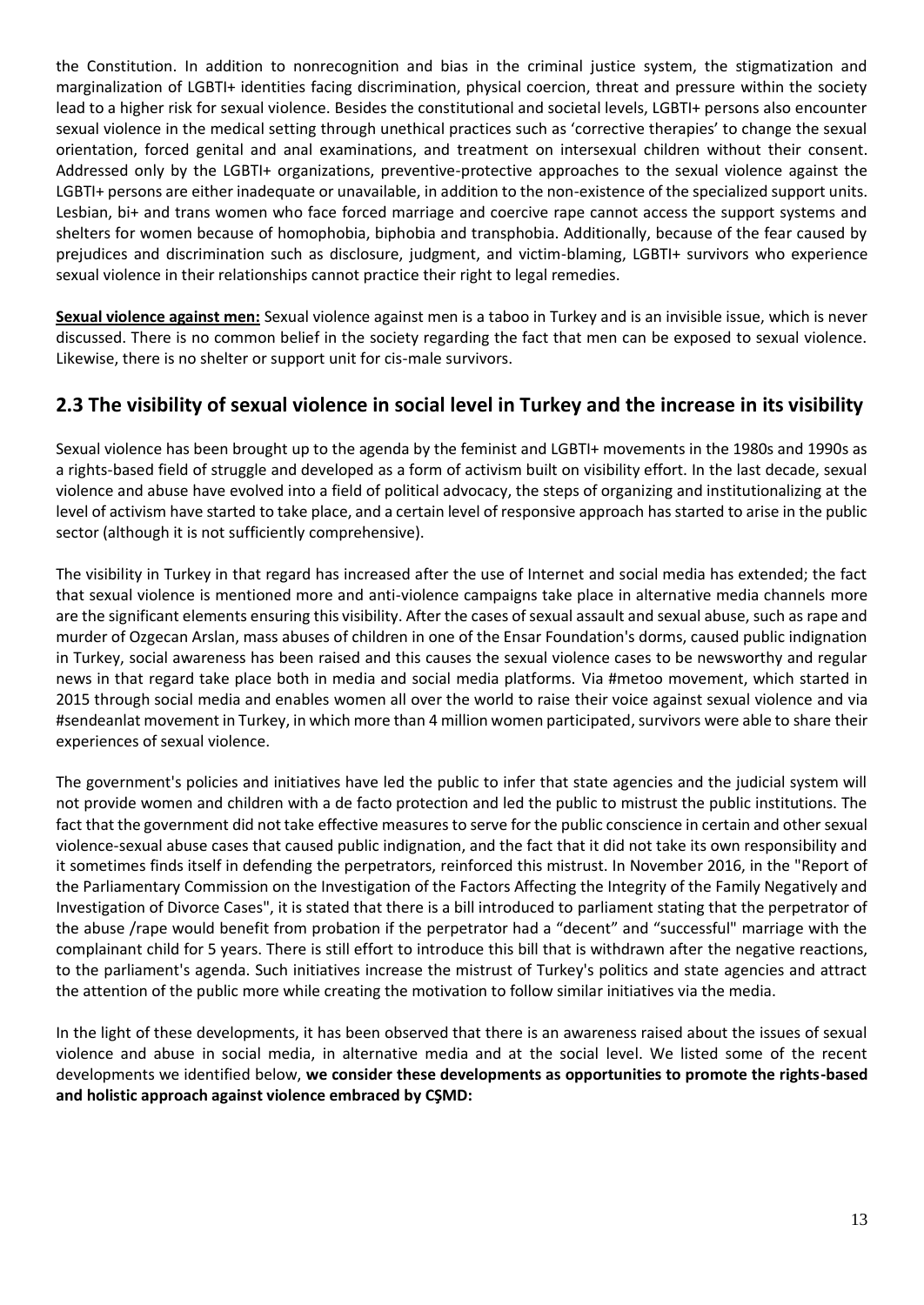the Constitution. In addition to nonrecognition and bias in the criminal justice system, the stigmatization and marginalization of LGBTI+ identities facing discrimination, physical coercion, threat and pressure within the society lead to a higher risk for sexual violence. Besides the constitutional and societal levels, LGBTI+ persons also encounter sexual violence in the medical setting through unethical practices such as 'corrective therapies' to change the sexual orientation, forced genital and anal examinations, and treatment on intersexual children without their consent. Addressed only by the LGBTI+ organizations, preventive-protective approaches to the sexual violence against the LGBTI+ persons are either inadequate or unavailable, in addition to the non-existence of the specialized support units. Lesbian, bi+ and trans women who face forced marriage and coercive rape cannot access the support systems and shelters for women because of homophobia, biphobia and transphobia. Additionally, because of the fear caused by prejudices and discrimination such as disclosure, judgment, and victim-blaming, LGBTI+ survivors who experience sexual violence in their relationships cannot practice their right to legal remedies.

**Sexual violence against men:** Sexual violence against men is a taboo in Turkey and is an invisible issue, which is never discussed. There is no common belief in the society regarding the fact that men can be exposed to sexual violence. Likewise, there is no shelter or support unit for cis-male survivors.

## 2.3 The visibility of sexual violence in social level in Turkey and the increase in its visibility

Sexual violence has been brought up to the agenda by the feminist and LGBTI+ movements in the 1980s and 1990s as a rights-based field of struggle and developed as a form of activism built on visibility effort. In the last decade, sexual violence and abuse have evolved into a field of political advocacy, the steps of organizing and institutionalizing at the level of activism have started to take place, and a certain level of responsive approach has started to arise in the public sector (although it is not sufficiently comprehensive).

The visibility in Turkey in that regard has increased after the use of Internet and social media has extended; the fact that sexual violence is mentioned more and anti-violence campaigns take place in alternative media channels more are the significant elements ensuring this visibility. After the cases of sexual assault and sexual abuse, such as rape and murder of Ozgecan Arslan, mass abuses of children in one of the Ensar Foundation's dorms, caused public indignation in Turkey, social awareness has been raised and this causes the sexual violence cases to be newsworthy and regular news in that regard take place both in media and social media platforms. Via #metoo movement, which started in 2015 through social media and enables women all over the world to raise their voice against sexual violence and via #sendeanlat movement in Turkey, in which more than 4 million women participated, survivors were able to share their experiences of sexual violence.

The government's policies and initiatives have led the public to infer that state agencies and the judicial system will not provide women and children with a de facto protection and led the public to mistrust the public institutions. The fact that the government did not take effective measures to serve for the public conscience in certain and other sexual violence-sexual abuse cases that caused public indignation, and the fact that it did not take its own responsibility and it sometimes finds itself in defending the perpetrators, reinforced this mistrust. In November 2016, in the "Report of the Parliamentary Commission on the Investigation of the Factors Affecting the Integrity of the Family Negatively and Investigation of Divorce Cases", it is stated that there is a bill introduced to parliament stating that the perpetrator of the abuse /rape would benefit from probation if the perpetrator had a "decent" and "successful" marriage with the complainant child for 5 years. There is still effort to introduce this bill that is withdrawn after the negative reactions, to the parliament's agenda. Such initiatives increase the mistrust of Turkey's politics and state agencies and attract the attention of the public more while creating the motivation to follow similar initiatives via the media.

In the light of these developments, it has been observed that there is an awareness raised about the issues of sexual violence and abuse in social media, in alternative media and at the social level. We listed some of the recent developments we identified below, **we consider these developments as opportunities to promote the rights-based and holistic approach against violence embraced by CŞMD:**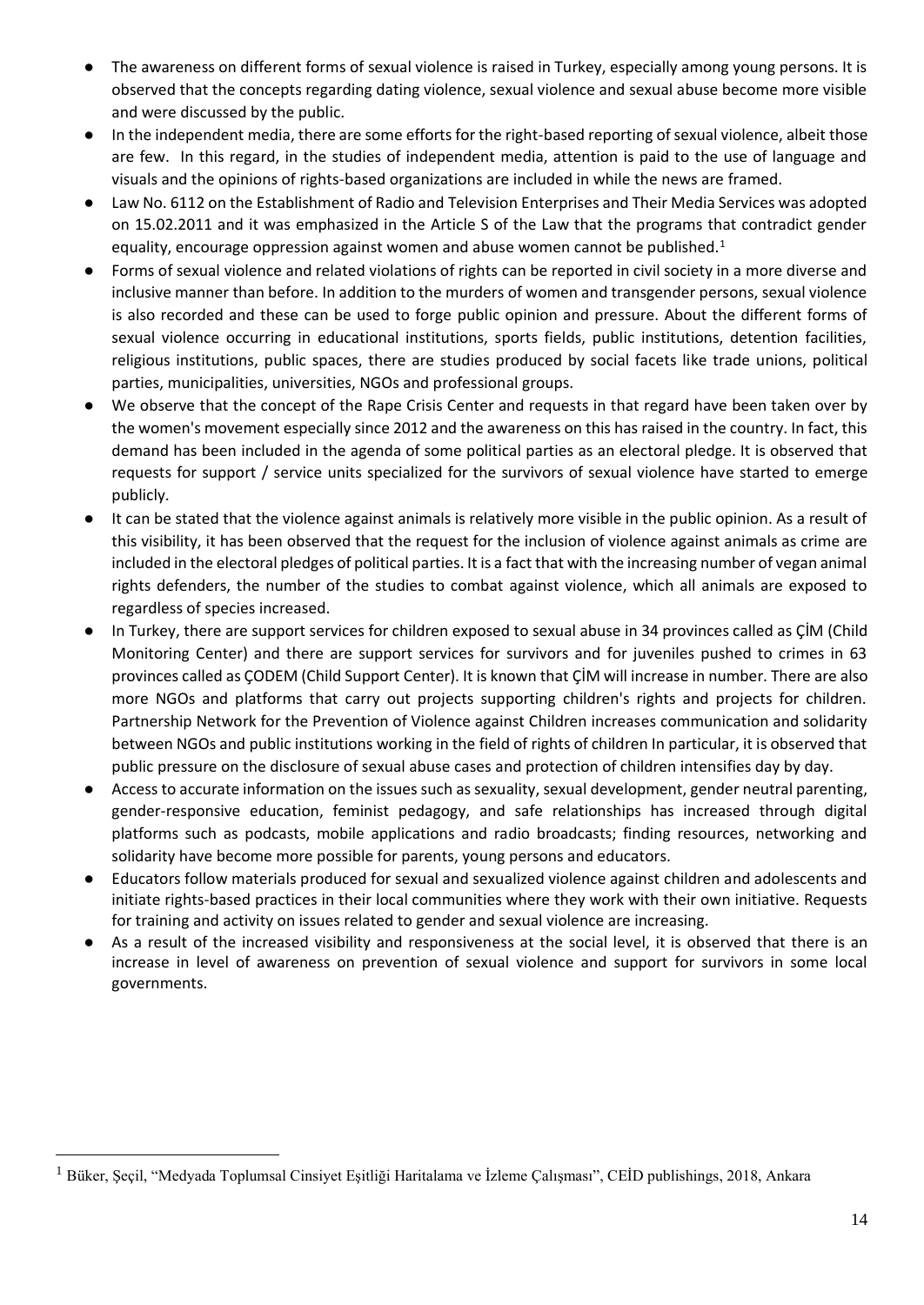- The awareness on different forms of sexual violence is raised in Turkey, especially among young persons. It is observed that the concepts regarding dating violence, sexual violence and sexual abuse become more visible and were discussed by the public.
- In the independent media, there are some efforts for the right-based reporting of sexual violence, albeit those are few. In this regard, in the studies of independent media, attention is paid to the use of language and visuals and the opinions of rights-based organizations are included in while the news are framed.
- Law No. 6112 on the Establishment of Radio and Television Enterprises and Their Media Services was adopted on 15.02.2011 and it was emphasized in the Article S of the Law that the programs that contradict gender equality, encourage oppression against women and abuse women cannot be published.[1]
- Forms of sexual violence and related violations of rights can be reported in civil society in a more diverse and inclusive manner than before. In addition to the murders of women and transgender persons, sexual violence is also recorded and these can be used to forge public opinion and pressure. About the different forms of sexual violence occurring in educational institutions, sports fields, public institutions, detention facilities, religious institutions, public spaces, there are studies produced by social facets like trade unions, political parties, municipalities, universities, NGOs and professional groups.
- We observe that the concept of the Rape Crisis Center and requests in that regard have been taken over by the women's movement especially since 2012 and the awareness on this has raised in the country. In fact, this demand has been included in the agenda of some political parties as an electoral pledge. It is observed that requests for support / service units specialized for the survivors of sexual violence have started to emerge publicly.
- It can be stated that the violence against animals is relatively more visible in the public opinion. As a result of this visibility, it has been observed that the request for the inclusion of violence against animals as crime are included in the electoral pledges of political parties. It is a fact that with the increasing number of vegan animal rights defenders, the number of the studies to combat against violence, which all animals are exposed to regardless of species increased.
- In Turkey, there are support services for children exposed to sexual abuse in 34 provinces called as ÇİM (Child Monitoring Center) and there are support services for survivors and for juveniles pushed to crimes in 63 provinces called as ÇODEM (Child Support Center). It is known that ÇİM will increase in number. There are also more NGOs and platforms that carry out projects supporting children's rights and projects for children. Partnership Network for the Prevention of Violence against Children increases communication and solidarity between NGOs and public institutions working in the field of rights of children In particular, it is observed that public pressure on the disclosure of sexual abuse cases and protection of children intensifies day by day.
- Access to accurate information on the issues such as sexuality, sexual development, gender neutral parenting, gender-responsive education, feminist pedagogy, and safe relationships has increased through digital platforms such as podcasts, mobile applications and radio broadcasts; finding resources, networking and solidarity have become more possible for parents, young persons and educators.
- Educators follow materials produced for sexual and sexualized violence against children and adolescents and initiate rights-based practices in their local communities where they work with their own initiative. Requests for training and activity on issues related to gender and sexual violence are increasing.
- As a result of the increased visibility and responsiveness at the social level, it is observed that there is an increase in level of awareness on prevention of sexual violence and support for survivors in some local governments.

[1] Büker, Şeçil, "Medyada Toplumsal Cinsiyet Eşitliği Haritalama ve İzleme Çalışması", CEİD publishings, 2018, Ankara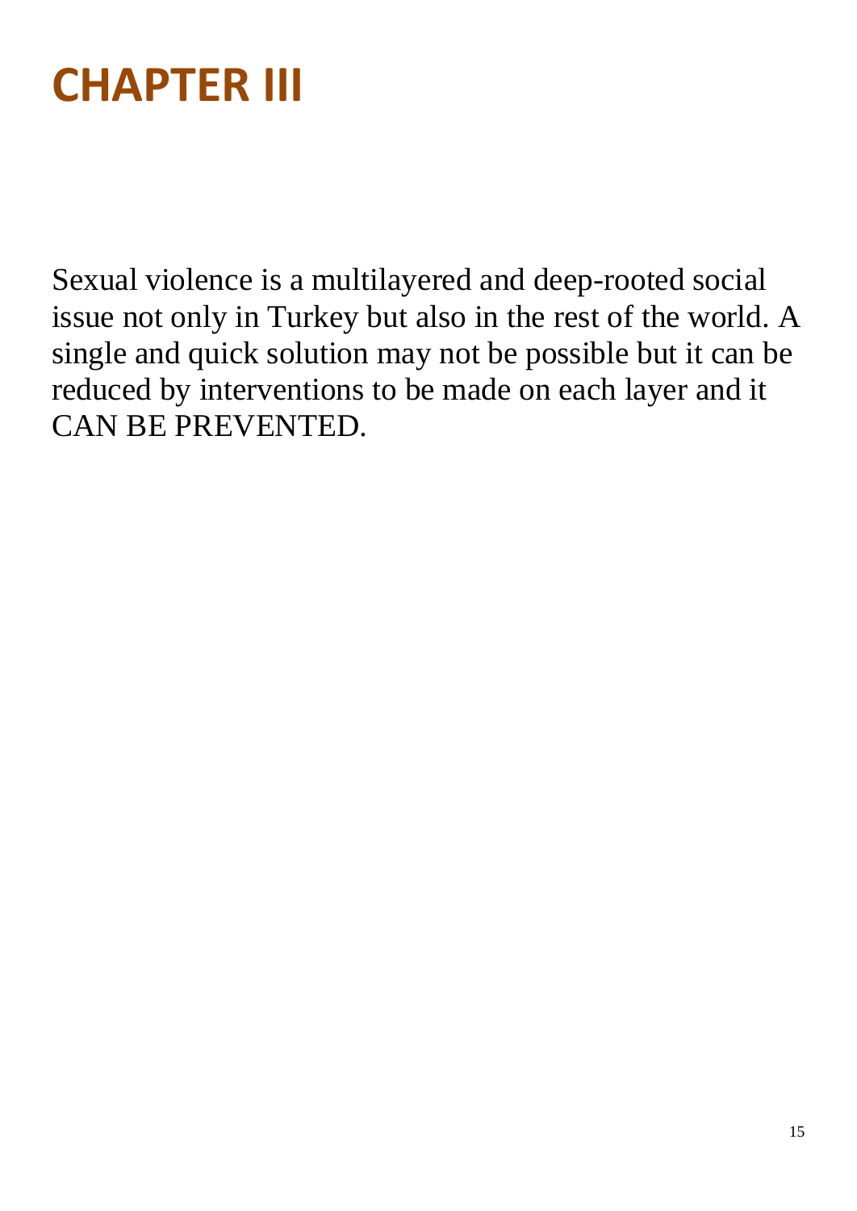# CHAPTER III

Sexual violence is a multilayered and deep-rooted social issue not only in Turkey but also in the rest of the world. A single and quick solution may not be possible but it can be reduced by interventions to be made on each layer and it CAN BE PREVENTED.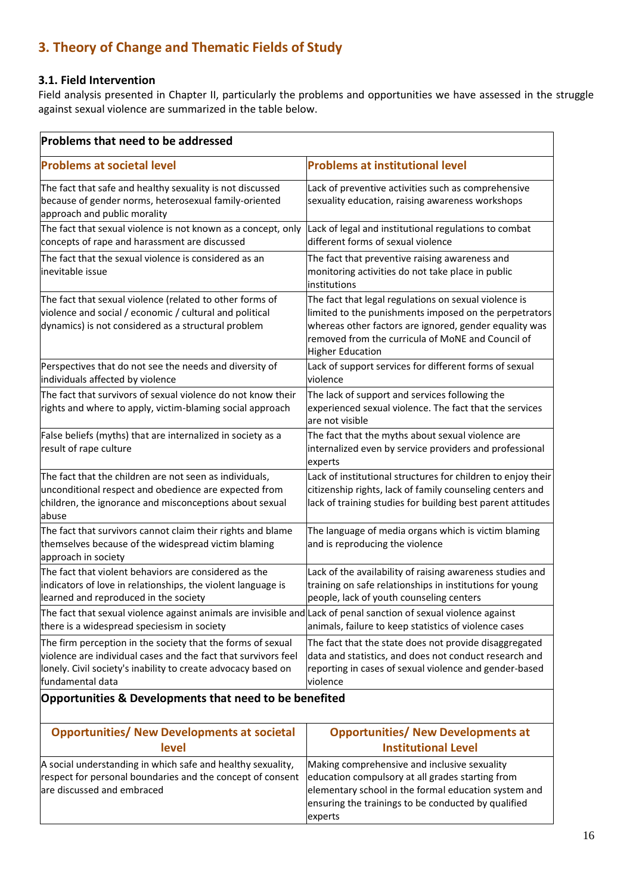## 3. Theory of Change and Thematic Fields of Study

### 3.1. Field Intervention

Field analysis presented in Chapter II, particularly the problems and opportunities we have assessed in the struggle against sexual violence are summarized in the table below.

| **Problems that need to be addressed** | |
|---|---|
| **Problems at societal level** | **Problems at institutional level** |
| The fact that safe and healthy sexuality is not discussed because of gender norms, heterosexual family-oriented approach and public morality | Lack of preventive activities such as comprehensive sexuality education, raising awareness workshops |
| The fact that sexual violence is not known as a concept, only concepts of rape and harassment are discussed | Lack of legal and institutional regulations to combat different forms of sexual violence |
| The fact that the sexual violence is considered as an inevitable issue | The fact that preventive raising awareness and monitoring activities do not take place in public institutions |
| The fact that sexual violence (related to other forms of violence and social / economic / cultural and political dynamics) is not considered as a structural problem | The fact that legal regulations on sexual violence is limited to the punishments imposed on the perpetrators whereas other factors are ignored, gender equality was removed from the curricula of MoNE and Council of Higher Education |
| Perspectives that do not see the needs and diversity of individuals affected by violence | Lack of support services for different forms of sexual violence |
| The fact that survivors of sexual violence do not know their rights and where to apply, victim-blaming social approach | The lack of support and services following the experienced sexual violence. The fact that the services are not visible |
| False beliefs (myths) that are internalized in society as a result of rape culture | The fact that the myths about sexual violence are internalized even by service providers and professional experts |
| The fact that the children are not seen as individuals, unconditional respect and obedience are expected from children, the ignorance and misconceptions about sexual abuse | Lack of institutional structures for children to enjoy their citizenship rights, lack of family counseling centers and lack of training studies for building best parent attitudes |
| The fact that survivors cannot claim their rights and blame themselves because of the widespread victim blaming approach in society | The language of media organs which is victim blaming and is reproducing the violence |
| The fact that violent behaviors are considered as the indicators of love in relationships, the violent language is learned and reproduced in the society | Lack of the availability of raising awareness studies and training on safe relationships in institutions for young people, lack of youth counseling centers |
| The fact that sexual violence against animals are invisible and there is a widespread speciesism in society | Lack of penal sanction of sexual violence against animals, failure to keep statistics of violence cases |
| The firm perception in the society that the forms of sexual violence are individual cases and the fact that survivors feel lonely. Civil society's inability to create advocacy based on fundamental data | The fact that the state does not provide disaggregated data and statistics, and does not conduct research and reporting in cases of sexual violence and gender-based violence |
| **Opportunities & Developments that need to be benefited** | |
| **Opportunities/ New Developments at societal level** | **Opportunities/ New Developments at Institutional Level** |
| A social understanding in which safe and healthy sexuality, respect for personal boundaries and the concept of consent are discussed and embraced | Making comprehensive and inclusive sexuality education compulsory at all grades starting from elementary school in the formal education system and ensuring the trainings to be conducted by qualified experts |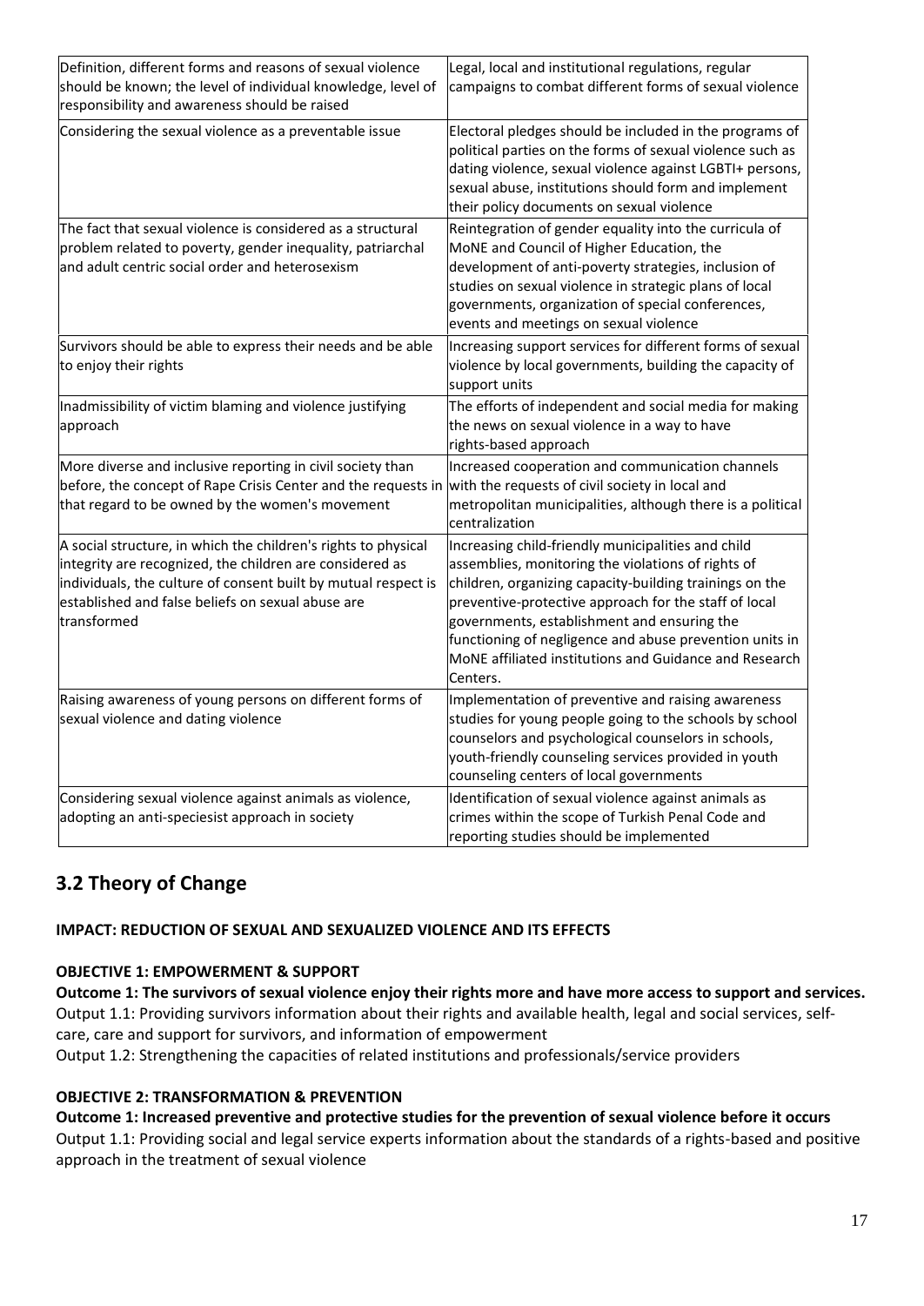| | |
|---|---|
| Definition, different forms and reasons of sexual violence should be known; the level of individual knowledge, level of responsibility and awareness should be raised | Legal, local and institutional regulations, regular campaigns to combat different forms of sexual violence |
| Considering the sexual violence as a preventable issue | Electoral pledges should be included in the programs of political parties on the forms of sexual violence such as dating violence, sexual violence against LGBTI+ persons, sexual abuse, institutions should form and implement their policy documents on sexual violence |
| The fact that sexual violence is considered as a structural problem related to poverty, gender inequality, patriarchal and adult centric social order and heterosexism | Reintegration of gender equality into the curricula of MoNE and Council of Higher Education, the development of anti-poverty strategies, inclusion of studies on sexual violence in strategic plans of local governments, organization of special conferences, events and meetings on sexual violence |
| Survivors should be able to express their needs and be able to enjoy their rights | Increasing support services for different forms of sexual violence by local governments, building the capacity of support units |
| Inadmissibility of victim blaming and violence justifying approach | The efforts of independent and social media for making the news on sexual violence in a way to have rights-based approach |
| More diverse and inclusive reporting in civil society than before, the concept of Rape Crisis Center and the requests in that regard to be owned by the women's movement | Increased cooperation and communication channels with the requests of civil society in local and metropolitan municipalities, although there is a political centralization |
| A social structure, in which the children's rights to physical integrity are recognized, the children are considered as individuals, the culture of consent built by mutual respect is established and false beliefs on sexual abuse are transformed | Increasing child-friendly municipalities and child assemblies, monitoring the violations of rights of children, organizing capacity-building trainings on the preventive-protective approach for the staff of local governments, establishment and ensuring the functioning of negligence and abuse prevention units in MoNE affiliated institutions and Guidance and Research Centers. |
| Raising awareness of young persons on different forms of sexual violence and dating violence | Implementation of preventive and raising awareness studies for young people going to the schools by school counselors and psychological counselors in schools, youth-friendly counseling services provided in youth counseling centers of local governments |
| Considering sexual violence against animals as violence, adopting an anti-speciesist approach in society | Identification of sexual violence against animals as crimes within the scope of Turkish Penal Code and reporting studies should be implemented |

## 3.2 Theory of Change

**IMPACT: REDUCTION OF SEXUAL AND SEXUALIZED VIOLENCE AND ITS EFFECTS**

**OBJECTIVE 1: EMPOWERMENT & SUPPORT**

**Outcome 1: The survivors of sexual violence enjoy their rights more and have more access to support and services.**

Output 1.1: Providing survivors information about their rights and available health, legal and social services, self-care, care and support for survivors, and information of empowerment

Output 1.2: Strengthening the capacities of related institutions and professionals/service providers

**OBJECTIVE 2: TRANSFORMATION & PREVENTION**

**Outcome 1: Increased preventive and protective studies for the prevention of sexual violence before it occurs**

Output 1.1: Providing social and legal service experts information about the standards of a rights-based and positive approach in the treatment of sexual violence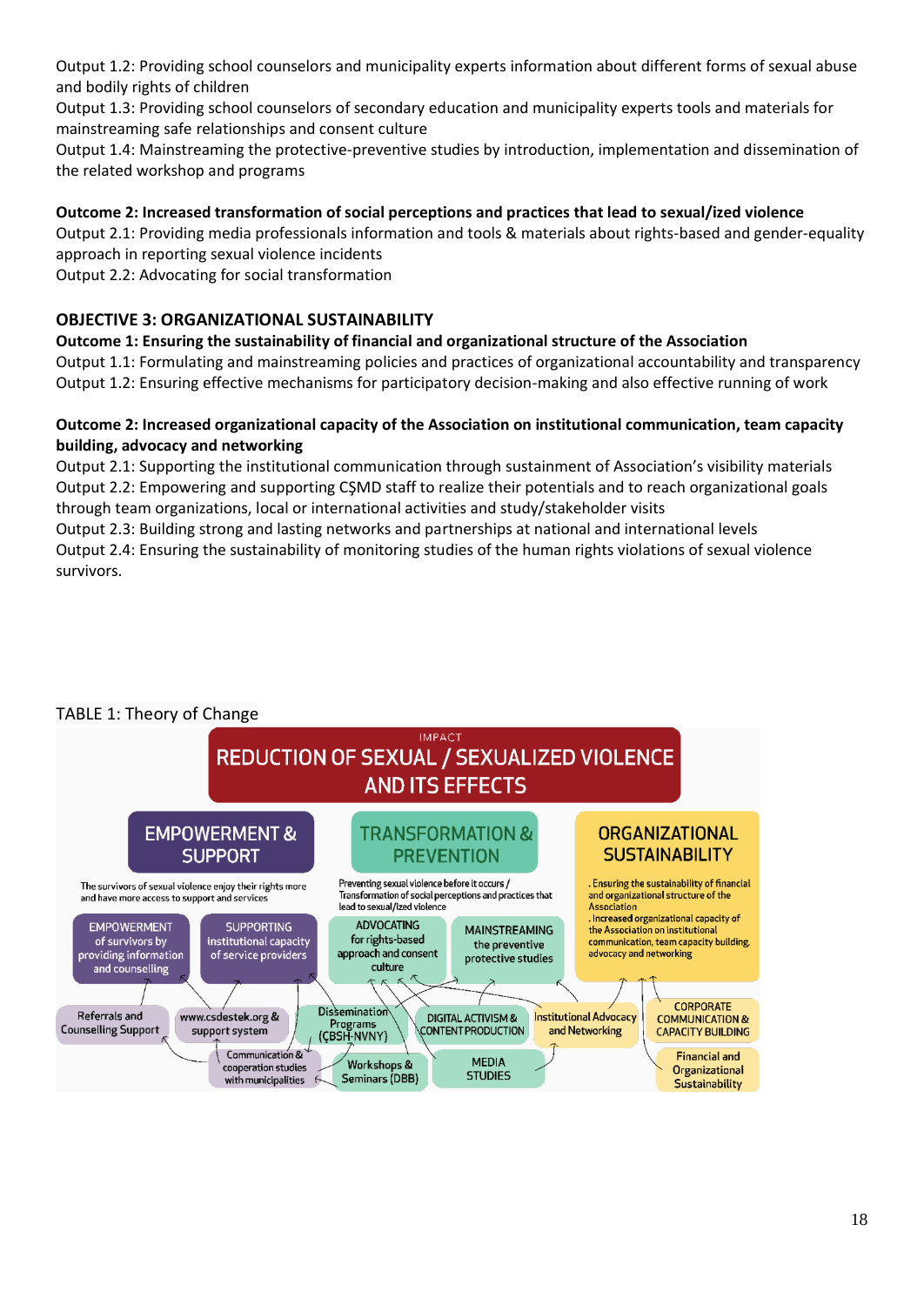Output 1.2: Providing school counselors and municipality experts information about different forms of sexual abuse and bodily rights of children

Output 1.3: Providing school counselors of secondary education and municipality experts tools and materials for mainstreaming safe relationships and consent culture

Output 1.4: Mainstreaming the protective-preventive studies by introduction, implementation and dissemination of the related workshop and programs

**Outcome 2: Increased transformation of social perceptions and practices that lead to sexual/ized violence**

Output 2.1: Providing media professionals information and tools & materials about rights-based and gender-equality approach in reporting sexual violence incidents

Output 2.2: Advocating for social transformation

**OBJECTIVE 3: ORGANIZATIONAL SUSTAINABILITY**

**Outcome 1: Ensuring the sustainability of financial and organizational structure of the Association**

Output 1.1: Formulating and mainstreaming policies and practices of organizational accountability and transparency

Output 1.2: Ensuring effective mechanisms for participatory decision-making and also effective running of work

**Outcome 2: Increased organizational capacity of the Association on institutional communication, team capacity building, advocacy and networking**

Output 2.1: Supporting the institutional communication through sustainment of Association's visibility materials

Output 2.2: Empowering and supporting CŞMD staff to realize their potentials and to reach organizational goals through team organizations, local or international activities and study/stakeholder visits

Output 2.3: Building strong and lasting networks and partnerships at national and international levels

Output 2.4: Ensuring the sustainability of monitoring studies of the human rights violations of sexual violence survivors.

TABLE 1: Theory of Change

IMPACT
REDUCTION OF SEXUAL / SEXUALIZED VIOLENCE AND ITS EFFECTS

EMPOWERMENT & SUPPORT
The survivors of sexual violence enjoy their rights more and have more access to support and services

- EMPOWERMENT of survivors by providing information and counselling
- SUPPORTING institutional capacity of service providers

TRANSFORMATION & PREVENTION
Preventing sexual violence before it occurs / Transformation of social perceptions and practices that lead to sexual/ized violence

- ADVOCATING for rights-based approach and consent culture
- MAINSTREAMING the preventive protective studies

ORGANIZATIONAL SUSTAINABILITY
. Ensuring the sustainability of financial and organizational structure of the Association
. Increased organizational capacity of the Association on institutional communication, team capacity building, advocacy and networking

Referrals and Counselling Support | www.csdestek.org & support system | Communication & cooperation studies with municipalities | Dissemination Programs (ÇBSH-NVNY) | Workshops & Seminars (DBB) | DIGITAL ACTIVISM & CONTENT PRODUCTION | MEDIA STUDIES | Institutional Advocacy and Networking | CORPORATE COMMUNICATION & CAPACITY BUILDING | Financial and Organizational Sustainability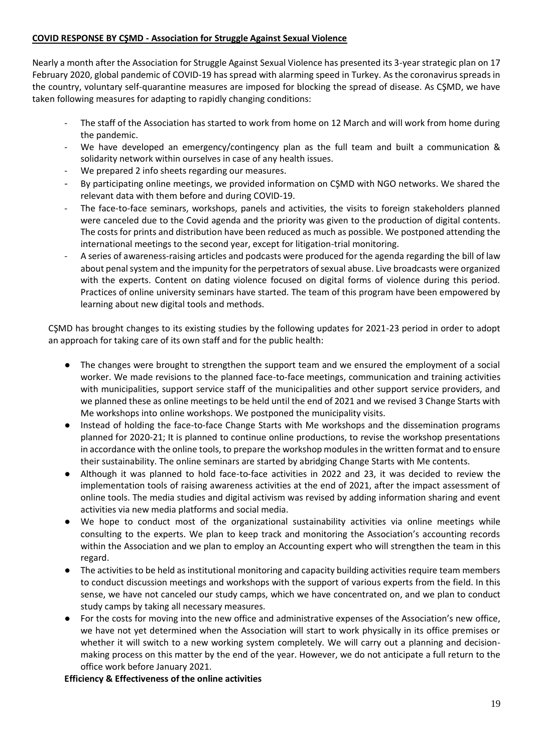**COVID RESPONSE BY CŞMD - Association for Struggle Against Sexual Violence**

Nearly a month after the Association for Struggle Against Sexual Violence has presented its 3-year strategic plan on 17 February 2020, global pandemic of COVID-19 has spread with alarming speed in Turkey. As the coronavirus spreads in the country, voluntary self-quarantine measures are imposed for blocking the spread of disease. As CŞMD, we have taken following measures for adapting to rapidly changing conditions:

- The staff of the Association has started to work from home on 12 March and will work from home during the pandemic.
- We have developed an emergency/contingency plan as the full team and built a communication & solidarity network within ourselves in case of any health issues.
- We prepared 2 info sheets regarding our measures.
- By participating online meetings, we provided information on CŞMD with NGO networks. We shared the relevant data with them before and during COVID-19.
- The face-to-face seminars, workshops, panels and activities, the visits to foreign stakeholders planned were canceled due to the Covid agenda and the priority was given to the production of digital contents. The costs for prints and distribution have been reduced as much as possible. We postponed attending the international meetings to the second year, except for litigation-trial monitoring.
- A series of awareness-raising articles and podcasts were produced for the agenda regarding the bill of law about penal system and the impunity for the perpetrators of sexual abuse. Live broadcasts were organized with the experts. Content on dating violence focused on digital forms of violence during this period. Practices of online university seminars have started. The team of this program have been empowered by learning about new digital tools and methods.

CŞMD has brought changes to its existing studies by the following updates for 2021-23 period in order to adopt an approach for taking care of its own staff and for the public health:

- The changes were brought to strengthen the support team and we ensured the employment of a social worker. We made revisions to the planned face-to-face meetings, communication and training activities with municipalities, support service staff of the municipalities and other support service providers, and we planned these as online meetings to be held until the end of 2021 and we revised 3 Change Starts with Me workshops into online workshops. We postponed the municipality visits.
- Instead of holding the face-to-face Change Starts with Me workshops and the dissemination programs planned for 2020-21; It is planned to continue online productions, to revise the workshop presentations in accordance with the online tools, to prepare the workshop modules in the written format and to ensure their sustainability. The online seminars are started by abridging Change Starts with Me contents.
- Although it was planned to hold face-to-face activities in 2022 and 23, it was decided to review the implementation tools of raising awareness activities at the end of 2021, after the impact assessment of online tools. The media studies and digital activism was revised by adding information sharing and event activities via new media platforms and social media.
- We hope to conduct most of the organizational sustainability activities via online meetings while consulting to the experts. We plan to keep track and monitoring the Association's accounting records within the Association and we plan to employ an Accounting expert who will strengthen the team in this regard.
- The activities to be held as institutional monitoring and capacity building activities require team members to conduct discussion meetings and workshops with the support of various experts from the field. In this sense, we have not canceled our study camps, which we have concentrated on, and we plan to conduct study camps by taking all necessary measures.
- For the costs for moving into the new office and administrative expenses of the Association's new office, we have not yet determined when the Association will start to work physically in its office premises or whether it will switch to a new working system completely. We will carry out a planning and decision-making process on this matter by the end of the year. However, we do not anticipate a full return to the office work before January 2021.

**Efficiency & Effectiveness of the online activities**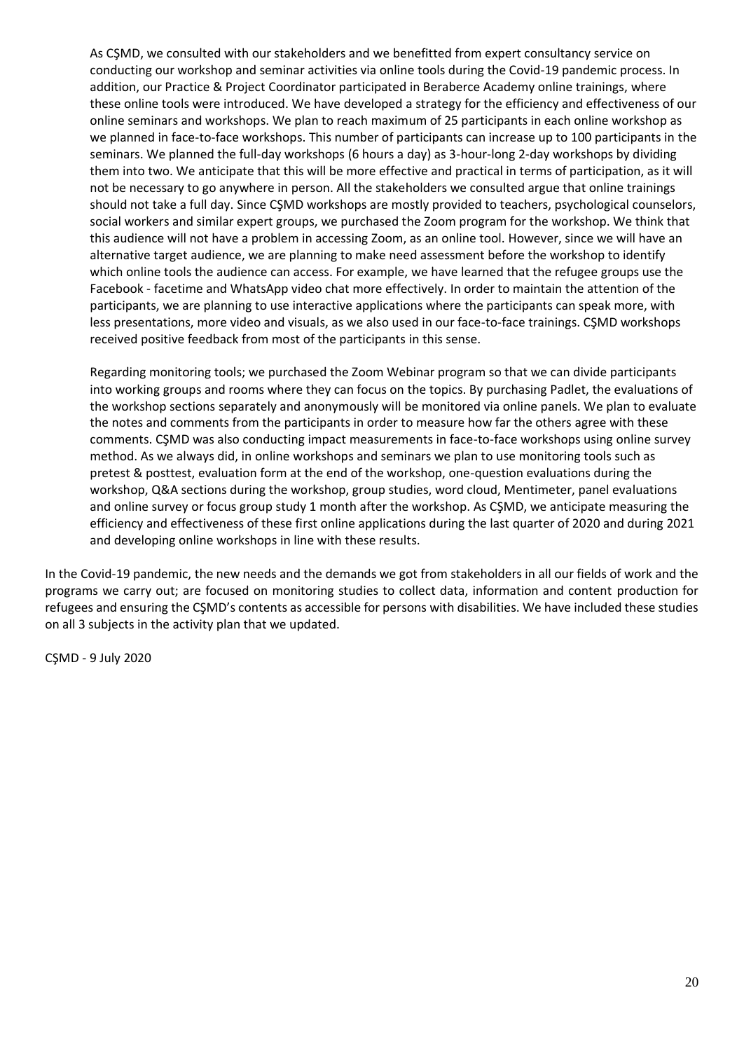As CŞMD, we consulted with our stakeholders and we benefitted from expert consultancy service on conducting our workshop and seminar activities via online tools during the Covid-19 pandemic process. In addition, our Practice & Project Coordinator participated in Beraberce Academy online trainings, where these online tools were introduced. We have developed a strategy for the efficiency and effectiveness of our online seminars and workshops. We plan to reach maximum of 25 participants in each online workshop as we planned in face-to-face workshops. This number of participants can increase up to 100 participants in the seminars. We planned the full-day workshops (6 hours a day) as 3-hour-long 2-day workshops by dividing them into two. We anticipate that this will be more effective and practical in terms of participation, as it will not be necessary to go anywhere in person. All the stakeholders we consulted argue that online trainings should not take a full day. Since CŞMD workshops are mostly provided to teachers, psychological counselors, social workers and similar expert groups, we purchased the Zoom program for the workshop. We think that this audience will not have a problem in accessing Zoom, as an online tool. However, since we will have an alternative target audience, we are planning to make need assessment before the workshop to identify which online tools the audience can access. For example, we have learned that the refugee groups use the Facebook - facetime and WhatsApp video chat more effectively. In order to maintain the attention of the participants, we are planning to use interactive applications where the participants can speak more, with less presentations, more video and visuals, as we also used in our face-to-face trainings. CŞMD workshops received positive feedback from most of the participants in this sense.

Regarding monitoring tools; we purchased the Zoom Webinar program so that we can divide participants into working groups and rooms where they can focus on the topics. By purchasing Padlet, the evaluations of the workshop sections separately and anonymously will be monitored via online panels. We plan to evaluate the notes and comments from the participants in order to measure how far the others agree with these comments. CŞMD was also conducting impact measurements in face-to-face workshops using online survey method. As we always did, in online workshops and seminars we plan to use monitoring tools such as pretest & posttest, evaluation form at the end of the workshop, one-question evaluations during the workshop, Q&A sections during the workshop, group studies, word cloud, Mentimeter, panel evaluations and online survey or focus group study 1 month after the workshop. As CŞMD, we anticipate measuring the efficiency and effectiveness of these first online applications during the last quarter of 2020 and during 2021 and developing online workshops in line with these results.

In the Covid-19 pandemic, the new needs and the demands we got from stakeholders in all our fields of work and the programs we carry out; are focused on monitoring studies to collect data, information and content production for refugees and ensuring the CŞMD's contents as accessible for persons with disabilities. We have included these studies on all 3 subjects in the activity plan that we updated.

CŞMD - 9 July 2020